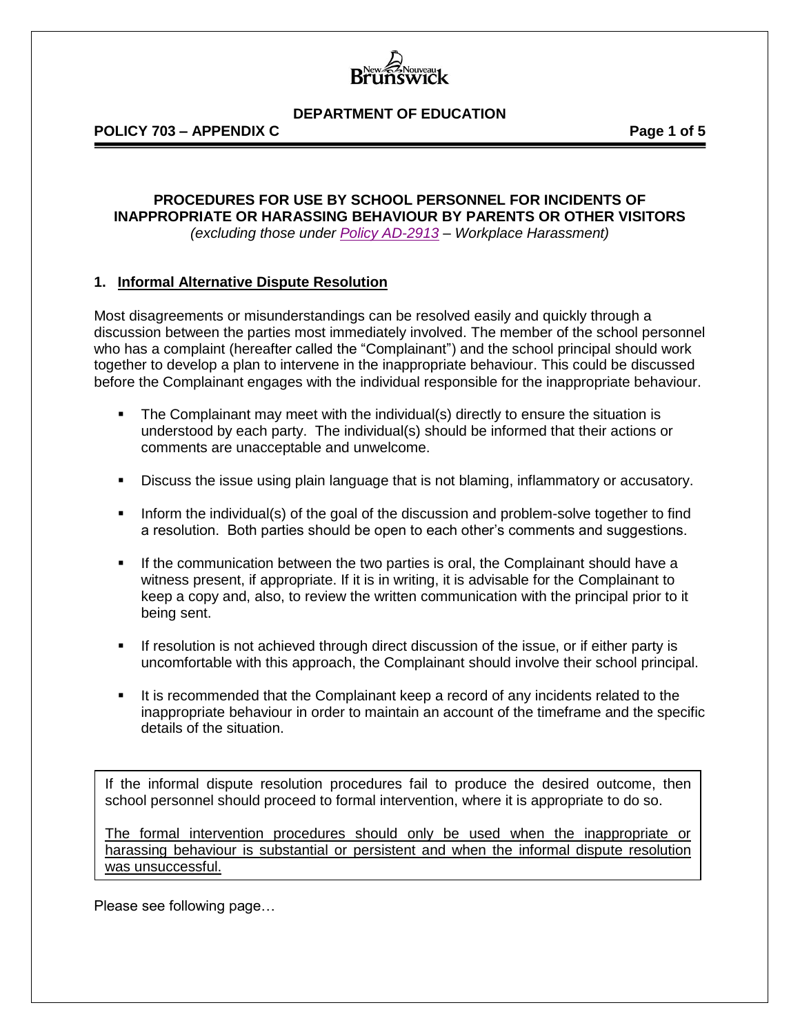**DEPARTMENT OF EDUCATION**

**POLICY 703 – APPENDIX C**

## PROCEDURES FOR USE BY SCHOOL PERSONNEL FOR INCIDENTS OF INAPPROPRIATE OR HARASSING BEHAVIOUR BY PARENTS OR OTHER VISITORS

*(excluding those under Policy AD-2913 – Workplace Harassment)*

### 1. Informal Alternative Dispute Resolution

Most disagreements or misunderstandings can be resolved easily and quickly through a discussion between the parties most immediately involved. The member of the school personnel who has a complaint (hereafter called the "Complainant") and the school principal should work together to develop a plan to intervene in the inappropriate behaviour. This could be discussed before the Complainant engages with the individual responsible for the inappropriate behaviour.

- The Complainant may meet with the individual(s) directly to ensure the situation is understood by each party. The individual(s) should be informed that their actions or comments are unacceptable and unwelcome.
- Discuss the issue using plain language that is not blaming, inflammatory or accusatory.
- Inform the individual(s) of the goal of the discussion and problem-solve together to find a resolution. Both parties should be open to each other's comments and suggestions.
- If the communication between the two parties is oral, the Complainant should have a witness present, if appropriate. If it is in writing, it is advisable for the Complainant to keep a copy and, also, to review the written communication with the principal prior to it being sent.
- If resolution is not achieved through direct discussion of the issue, or if either party is uncomfortable with this approach, the Complainant should involve their school principal.
- It is recommended that the Complainant keep a record of any incidents related to the inappropriate behaviour in order to maintain an account of the timeframe and the specific details of the situation.

> If the informal dispute resolution procedures fail to produce the desired outcome, then school personnel should proceed to formal intervention, where it is appropriate to do so.
>
> <u>The formal intervention procedures should only be used when the inappropriate or harassing behaviour is substantial or persistent and when the informal dispute resolution was unsuccessful.</u>

Please see following page…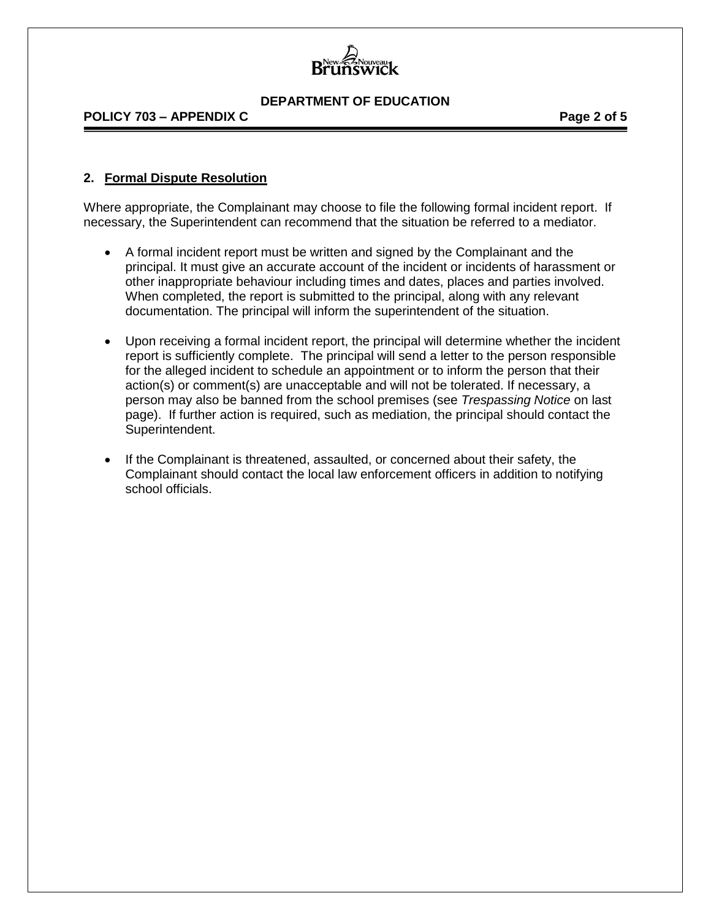## 2. Formal Dispute Resolution

Where appropriate, the Complainant may choose to file the following formal incident report. If necessary, the Superintendent can recommend that the situation be referred to a mediator.

- A formal incident report must be written and signed by the Complainant and the principal. It must give an accurate account of the incident or incidents of harassment or other inappropriate behaviour including times and dates, places and parties involved. When completed, the report is submitted to the principal, along with any relevant documentation. The principal will inform the superintendent of the situation.
- Upon receiving a formal incident report, the principal will determine whether the incident report is sufficiently complete. The principal will send a letter to the person responsible for the alleged incident to schedule an appointment or to inform the person that their action(s) or comment(s) are unacceptable and will not be tolerated. If necessary, a person may also be banned from the school premises (see *Trespassing Notice* on last page). If further action is required, such as mediation, the principal should contact the Superintendent.
- If the Complainant is threatened, assaulted, or concerned about their safety, the Complainant should contact the local law enforcement officers in addition to notifying school officials.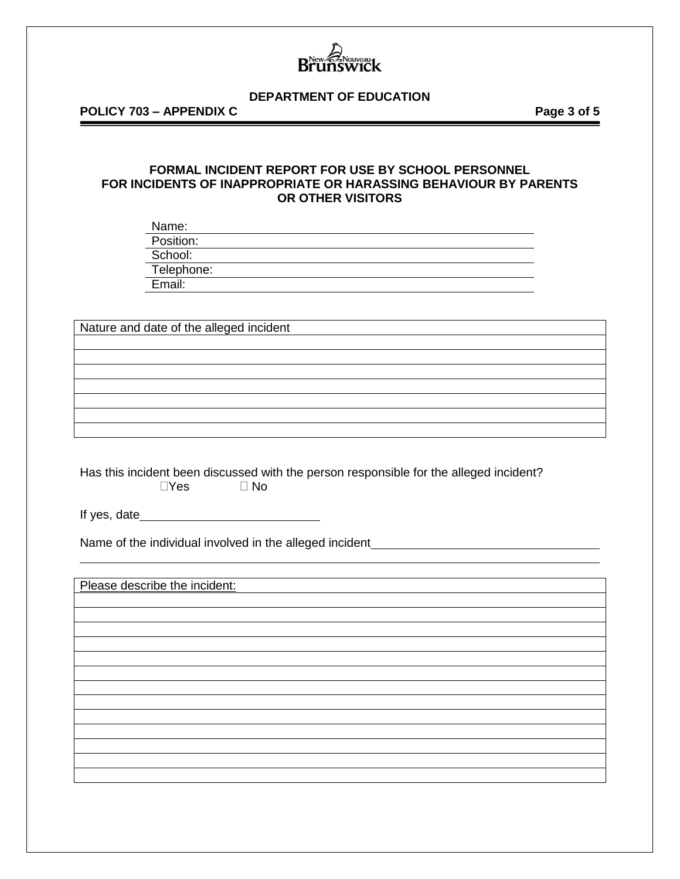DEPARTMENT OF EDUCATION

POLICY 703 – APPENDIX C

## FORMAL INCIDENT REPORT FOR USE BY SCHOOL PERSONNEL FOR INCIDENTS OF INAPPROPRIATE OR HARASSING BEHAVIOUR BY PARENTS OR OTHER VISITORS

Name:
Position:
School:
Telephone:
Email:

| Nature and date of the alleged incident |
|---|
| |
| |
| |
| |
| |
| |
| |

Has this incident been discussed with the person responsible for the alleged incident?
☐Yes ☐ No

If yes, date

Name of the individual involved in the alleged incident

| Please describe the incident: |
|---|
| |
| |
| |
| |
| |
| |
| |
| |
| |
| |
| |
| |
| |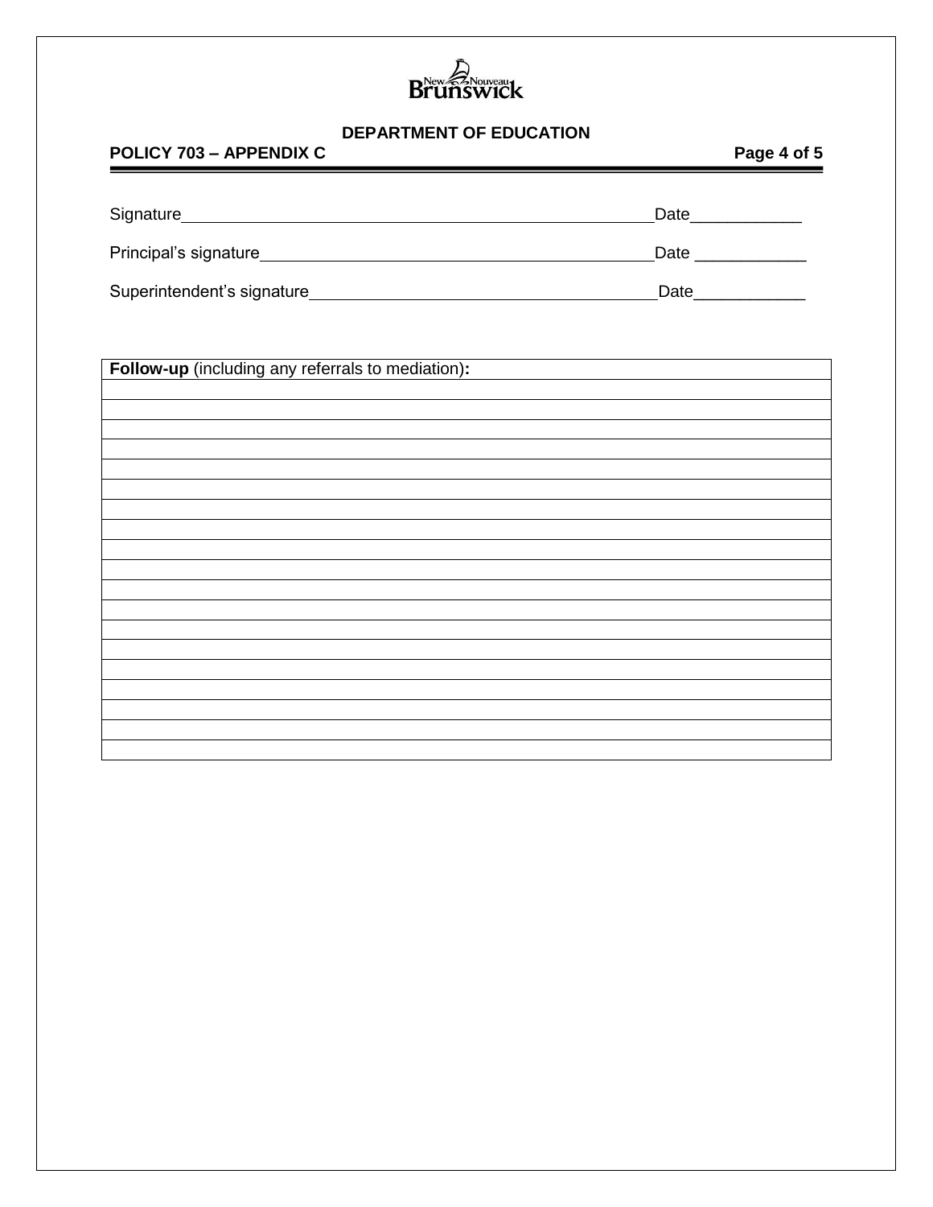Signature_______________________________________________Date____________

Principal's signature_____________________________________Date ____________

Superintendent's signature_________________________________Date____________

| **Follow-up** (including any referrals to mediation)**:** |
| --- |
| |
| |
| |
| |
| |
| |
| |
| |
| |
| |
| |
| |
| |
| |
| |
| |
| |
| |
| |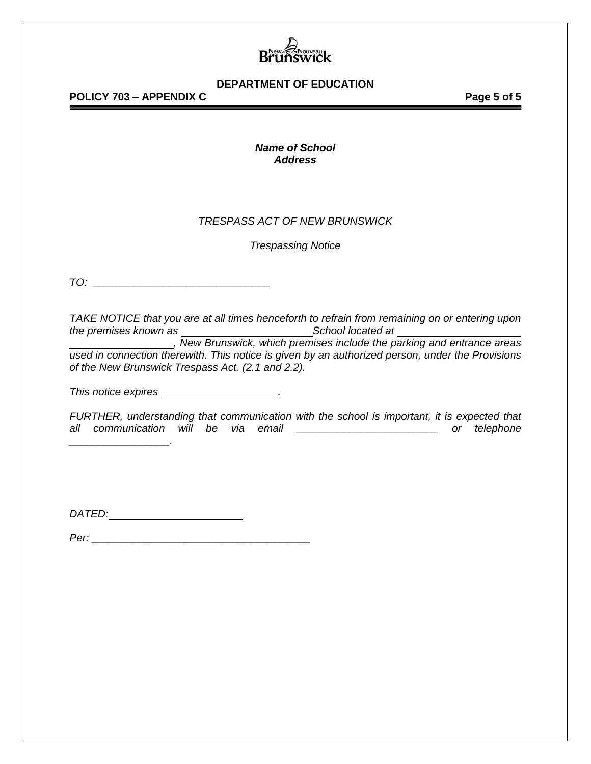**DEPARTMENT OF EDUCATION**

**POLICY 703 – APPENDIX C**

***Name of School***
***Address***

*TRESPASS ACT OF NEW BRUNSWICK*

*Trespassing Notice*

*TO: ______________________________*

*TAKE NOTICE that you are at all times henceforth to refrain from remaining on or entering upon the premises known as ______________________ School located at ______________________ ________________, New Brunswick, which premises include the parking and entrance areas used in connection therewith. This notice is given by an authorized person, under the Provisions of the New Brunswick Trespass Act. (2.1 and 2.2).*

*This notice expires ___________________.*

*FURTHER, understanding that communication with the school is important, it is expected that all communication will be via email ________________________ or telephone _________________.*

*DATED: ______________________*

*Per: ______________________________________*